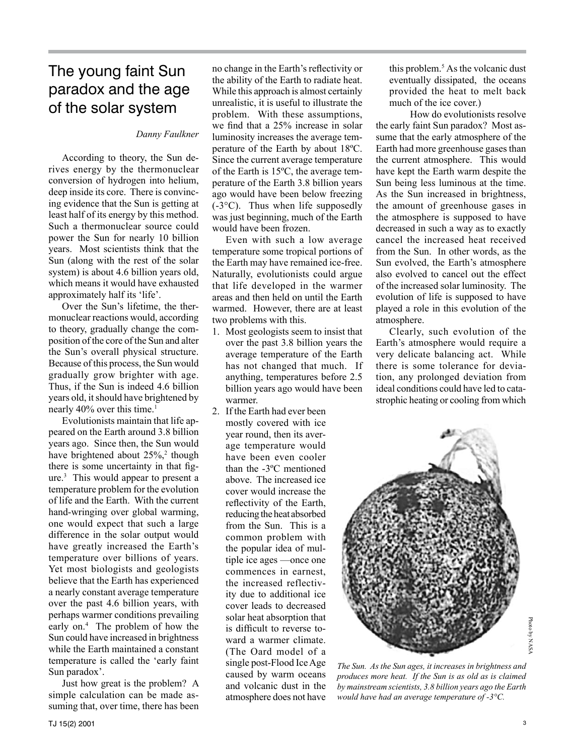# The young faint Sun paradox and the age of the solar system

*Danny Faulkner*

According to theory, the Sun derives energy by the thermonuclear conversion of hydrogen into helium, deep inside its core. There is convincing evidence that the Sun is getting at least half of its energy by this method. Such a thermonuclear source could power the Sun for nearly 10 billion years. Most scientists think that the Sun (along with the rest of the solar system) is about 4.6 billion years old, which means it would have exhausted approximately half its 'life'.

Over the Sun's lifetime, the thermonuclear reactions would, according to theory, gradually change the composition of the core of the Sun and alter the Sun's overall physical structure. Because of this process, the Sun would gradually grow brighter with age. Thus, if the Sun is indeed 4.6 billion years old, it should have brightened by nearly 40% over this time.[1]

Evolutionists maintain that life appeared on the Earth around 3.8 billion years ago. Since then, the Sun would have brightened about 25%,[2] though there is some uncertainty in that figure.[3] This would appear to present a temperature problem for the evolution of life and the Earth. With the current hand-wringing over global warming, one would expect that such a large difference in the solar output would have greatly increased the Earth's temperature over billions of years. Yet most biologists and geologists believe that the Earth has experienced a nearly constant average temperature over the past 4.6 billion years, with perhaps warmer conditions prevailing early on.[4] The problem of how the Sun could have increased in brightness while the Earth maintained a constant temperature is called the 'early faint Sun paradox'.

Just how great is the problem? A simple calculation can be made assuming that, over time, there has been no change in the Earth's reflectivity or the ability of the Earth to radiate heat. While this approach is almost certainly unrealistic, it is useful to illustrate the problem. With these assumptions, we find that a 25% increase in solar luminosity increases the average temperature of the Earth by about 18ºC. Since the current average temperature of the Earth is 15ºC, the average temperature of the Earth 3.8 billion years ago would have been below freezing (-3°C). Thus when life supposedly was just beginning, much of the Earth would have been frozen.

Even with such a low average temperature some tropical portions of the Earth may have remained ice-free. Naturally, evolutionists could argue that life developed in the warmer areas and then held on until the Earth warmed. However, there are at least two problems with this.

1. Most geologists seem to insist that over the past 3.8 billion years the average temperature of the Earth has not changed that much. If anything, temperatures before 2.5 billion years ago would have been warmer.
2. If the Earth had ever been mostly covered with ice year round, then its average temperature would have been even cooler than the -3ºC mentioned above. The increased ice cover would increase the reflectivity of the Earth, reducing the heat absorbed from the Sun. This is a common problem with the popular idea of multiple ice ages —once one commences in earnest, the increased reflectivity due to additional ice cover leads to decreased solar heat absorption that is difficult to reverse toward a warmer climate. (The Oard model of a single post-Flood Ice Age caused by warm oceans and volcanic dust in the atmosphere does not have this problem.[5] As the volcanic dust eventually dissipated, the oceans provided the heat to melt back much of the ice cover.)

How do evolutionists resolve the early faint Sun paradox? Most assume that the early atmosphere of the Earth had more greenhouse gases than the current atmosphere. This would have kept the Earth warm despite the Sun being less luminous at the time. As the Sun increased in brightness, the amount of greenhouse gases in the atmosphere is supposed to have decreased in such a way as to exactly cancel the increased heat received from the Sun. In other words, as the Sun evolved, the Earth's atmosphere also evolved to cancel out the effect of the increased solar luminosity. The evolution of life is supposed to have played a role in this evolution of the atmosphere.

Clearly, such evolution of the Earth's atmosphere would require a very delicate balancing act. While there is some tolerance for deviation, any prolonged deviation from ideal conditions could have led to catastrophic heating or cooling from which

Photo by NASA

*The Sun. As the Sun ages, it increases in brightness and produces more heat. If the Sun is as old as is claimed by mainstream scientists, 3.8 billion years ago the Earth would have had an average temperature of -3°C.*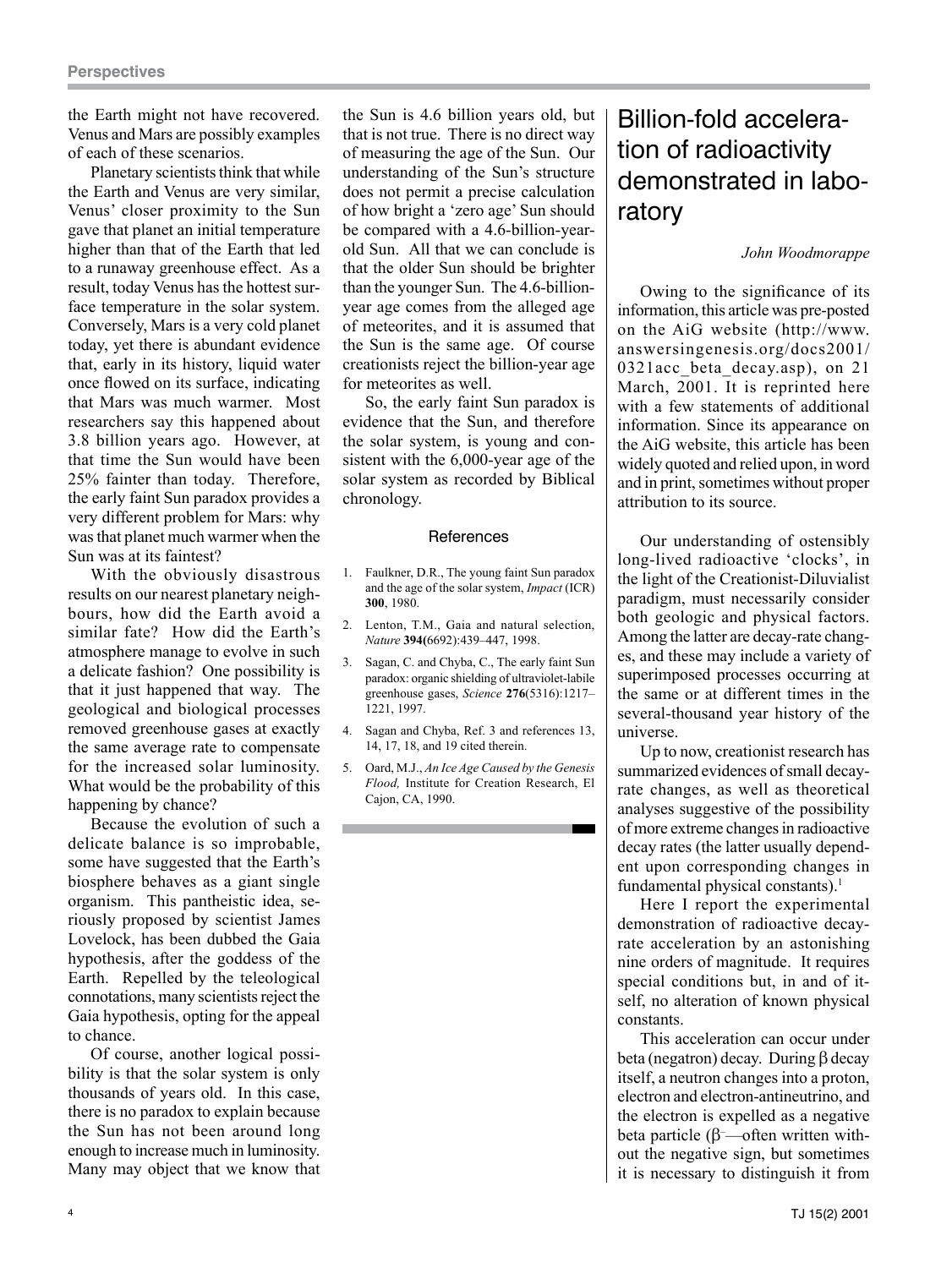the Earth might not have recovered. Venus and Mars are possibly examples of each of these scenarios.

Planetary scientists think that while the Earth and Venus are very similar, Venus' closer proximity to the Sun gave that planet an initial temperature higher than that of the Earth that led to a runaway greenhouse effect. As a result, today Venus has the hottest surface temperature in the solar system. Conversely, Mars is a very cold planet today, yet there is abundant evidence that, early in its history, liquid water once flowed on its surface, indicating that Mars was much warmer. Most researchers say this happened about 3.8 billion years ago. However, at that time the Sun would have been 25% fainter than today. Therefore, the early faint Sun paradox provides a very different problem for Mars: why was that planet much warmer when the Sun was at its faintest?

With the obviously disastrous results on our nearest planetary neighbours, how did the Earth avoid a similar fate? How did the Earth's atmosphere manage to evolve in such a delicate fashion? One possibility is that it just happened that way. The geological and biological processes removed greenhouse gases at exactly the same average rate to compensate for the increased solar luminosity. What would be the probability of this happening by chance?

Because the evolution of such a delicate balance is so improbable, some have suggested that the Earth's biosphere behaves as a giant single organism. This pantheistic idea, seriously proposed by scientist James Lovelock, has been dubbed the Gaia hypothesis, after the goddess of the Earth. Repelled by the teleological connotations, many scientists reject the Gaia hypothesis, opting for the appeal to chance.

Of course, another logical possibility is that the solar system is only thousands of years old. In this case, there is no paradox to explain because the Sun has not been around long enough to increase much in luminosity. Many may object that we know that the Sun is 4.6 billion years old, but that is not true. There is no direct way of measuring the age of the Sun. Our understanding of the Sun's structure does not permit a precise calculation of how bright a 'zero age' Sun should be compared with a 4.6-billion-year-old Sun. All that we can conclude is that the older Sun should be brighter than the younger Sun. The 4.6-billion-year age comes from the alleged age of meteorites, and it is assumed that the Sun is the same age. Of course creationists reject the billion-year age for meteorites as well.

So, the early faint Sun paradox is evidence that the Sun, and therefore the solar system, is young and consistent with the 6,000-year age of the solar system as recorded by Biblical chronology.

### References

1. Faulkner, D.R., The young faint Sun paradox and the age of the solar system, *Impact* (ICR) **300**, 1980.
2. Lenton, T.M., Gaia and natural selection, *Nature* **394(**6692):439–447, 1998.
3. Sagan, C. and Chyba, C., The early faint Sun paradox: organic shielding of ultraviolet-labile greenhouse gases, *Science* **276**(5316):1217–1221, 1997.
4. Sagan and Chyba, Ref. 3 and references 13, 14, 17, 18, and 19 cited therein.
5. Oard, M.J., *An Ice Age Caused by the Genesis Flood,* Institute for Creation Research, El Cajon, CA, 1990.

# Billion-fold acceleration of radioactivity demonstrated in laboratory

*John Woodmorappe*

Owing to the significance of its information, this article was pre-posted on the AiG website (http://www.answersingenesis.org/docs2001/0321acc_beta_decay.asp), on 21 March, 2001. It is reprinted here with a few statements of additional information. Since its appearance on the AiG website, this article has been widely quoted and relied upon, in word and in print, sometimes without proper attribution to its source.

Our understanding of ostensibly long-lived radioactive 'clocks', in the light of the Creationist-Diluvialist paradigm, must necessarily consider both geologic and physical factors. Among the latter are decay-rate changes, and these may include a variety of superimposed processes occurring at the same or at different times in the several-thousand year history of the universe.

Up to now, creationist research has summarized evidences of small decay-rate changes, as well as theoretical analyses suggestive of the possibility of more extreme changes in radioactive decay rates (the latter usually dependent upon corresponding changes in fundamental physical constants).[1]

Here I report the experimental demonstration of radioactive decay-rate acceleration by an astonishing nine orders of magnitude. It requires special conditions but, in and of itself, no alteration of known physical constants.

This acceleration can occur under beta (negatron) decay. During $\beta$ decay itself, a neutron changes into a proton, electron and electron-antineutrino, and the electron is expelled as a negative beta particle ($\beta^-$—often written without the negative sign, but sometimes it is necessary to distinguish it from